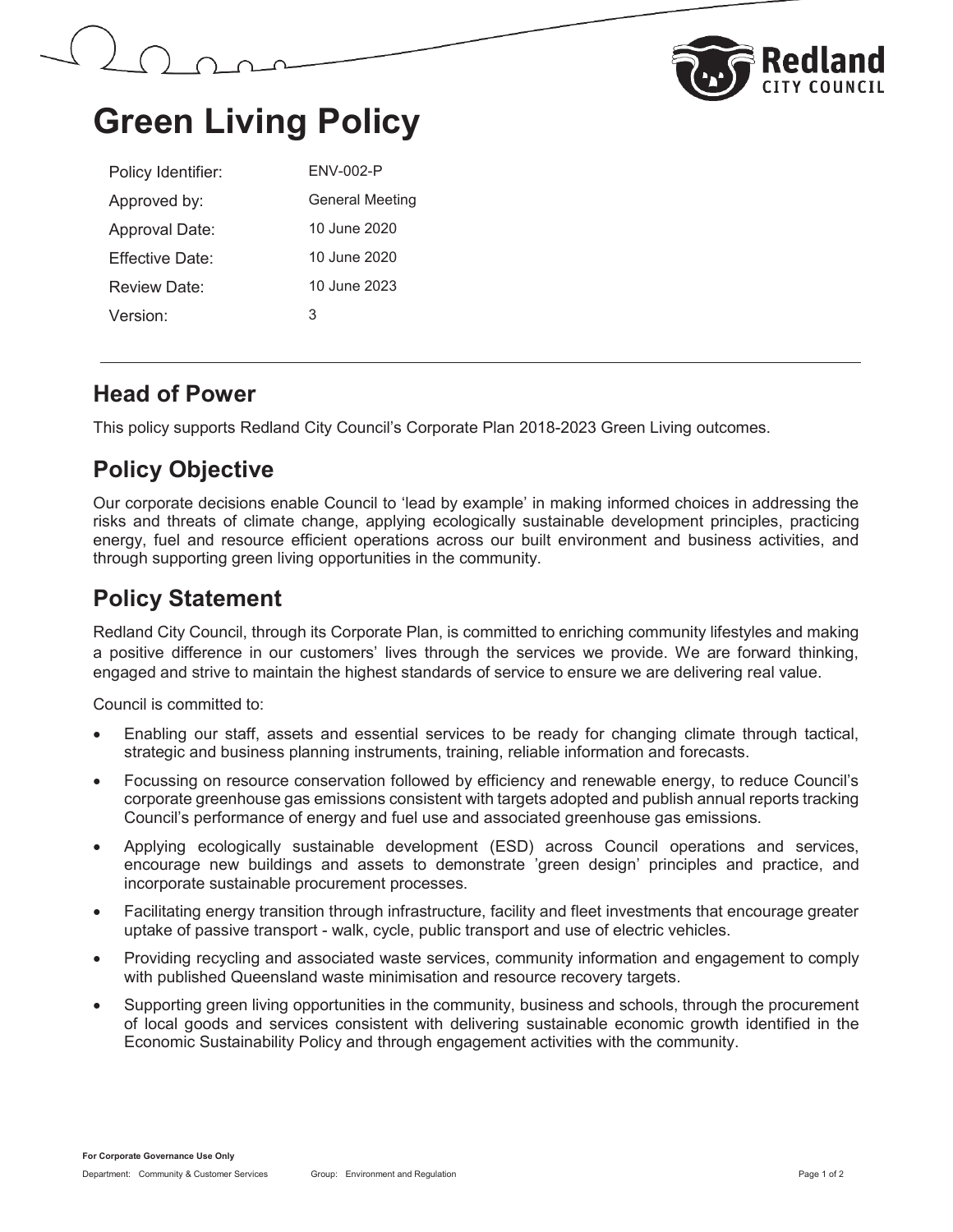# Green Living Policy

| | |
|---|---|
| Policy Identifier: | ENV-002-P |
| Approved by: | General Meeting |
| Approval Date: | 10 June 2020 |
| Effective Date: | 10 June 2020 |
| Review Date: | 10 June 2023 |
| Version: | 3 |

## Head of Power

This policy supports Redland City Council's Corporate Plan 2018-2023 Green Living outcomes.

## Policy Objective

Our corporate decisions enable Council to 'lead by example' in making informed choices in addressing the risks and threats of climate change, applying ecologically sustainable development principles, practicing energy, fuel and resource efficient operations across our built environment and business activities, and through supporting green living opportunities in the community.

## Policy Statement

Redland City Council, through its Corporate Plan, is committed to enriching community lifestyles and making a positive difference in our customers' lives through the services we provide. We are forward thinking, engaged and strive to maintain the highest standards of service to ensure we are delivering real value.

Council is committed to:

- Enabling our staff, assets and essential services to be ready for changing climate through tactical, strategic and business planning instruments, training, reliable information and forecasts.
- Focussing on resource conservation followed by efficiency and renewable energy, to reduce Council's corporate greenhouse gas emissions consistent with targets adopted and publish annual reports tracking Council's performance of energy and fuel use and associated greenhouse gas emissions.
- Applying ecologically sustainable development (ESD) across Council operations and services, encourage new buildings and assets to demonstrate 'green design' principles and practice, and incorporate sustainable procurement processes.
- Facilitating energy transition through infrastructure, facility and fleet investments that encourage greater uptake of passive transport - walk, cycle, public transport and use of electric vehicles.
- Providing recycling and associated waste services, community information and engagement to comply with published Queensland waste minimisation and resource recovery targets.
- Supporting green living opportunities in the community, business and schools, through the procurement of local goods and services consistent with delivering sustainable economic growth identified in the Economic Sustainability Policy and through engagement activities with the community.

**For Corporate Governance Use Only**

Department: Community & Customer Services Group: Environment and Regulation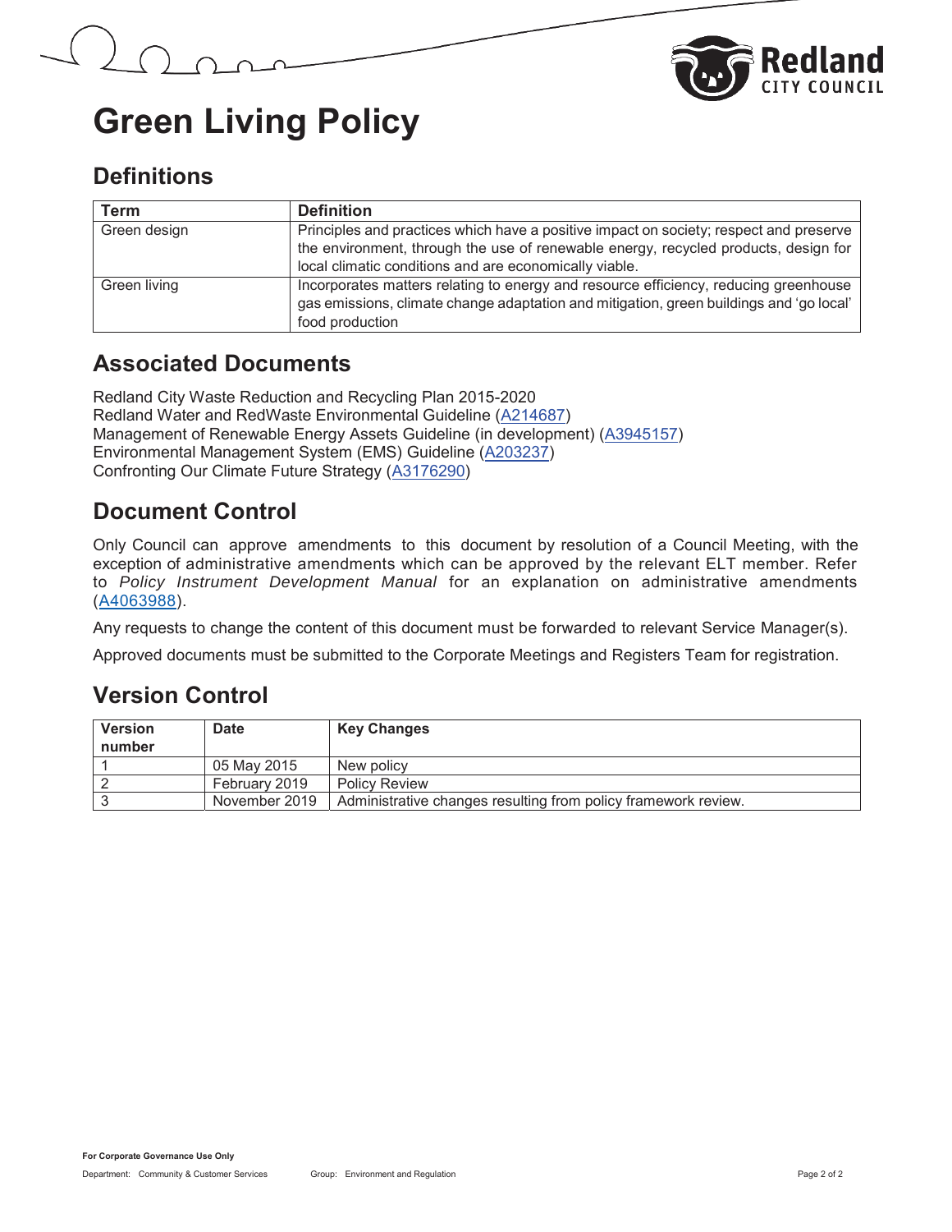# Green Living Policy

## Definitions

| Term | Definition |
| --- | --- |
| Green design | Principles and practices which have a positive impact on society; respect and preserve the environment, through the use of renewable energy, recycled products, design for local climatic conditions and are economically viable. |
| Green living | Incorporates matters relating to energy and resource efficiency, reducing greenhouse gas emissions, climate change adaptation and mitigation, green buildings and 'go local' food production |

## Associated Documents

Redland City Waste Reduction and Recycling Plan 2015-2020
Redland Water and RedWaste Environmental Guideline (A214687)
Management of Renewable Energy Assets Guideline (in development) (A3945157)
Environmental Management System (EMS) Guideline (A203237)
Confronting Our Climate Future Strategy (A3176290)

## Document Control

Only Council can approve amendments to this document by resolution of a Council Meeting, with the exception of administrative amendments which can be approved by the relevant ELT member. Refer to *Policy Instrument Development Manual* for an explanation on administrative amendments (A4063988).

Any requests to change the content of this document must be forwarded to relevant Service Manager(s).

Approved documents must be submitted to the Corporate Meetings and Registers Team for registration.

## Version Control

| Version number | Date | Key Changes |
| --- | --- | --- |
| 1 | 05 May 2015 | New policy |
| 2 | February 2019 | Policy Review |
| 3 | November 2019 | Administrative changes resulting from policy framework review. |

**For Corporate Governance Use Only**

Department: Community & Customer Services Group: Environment and Regulation